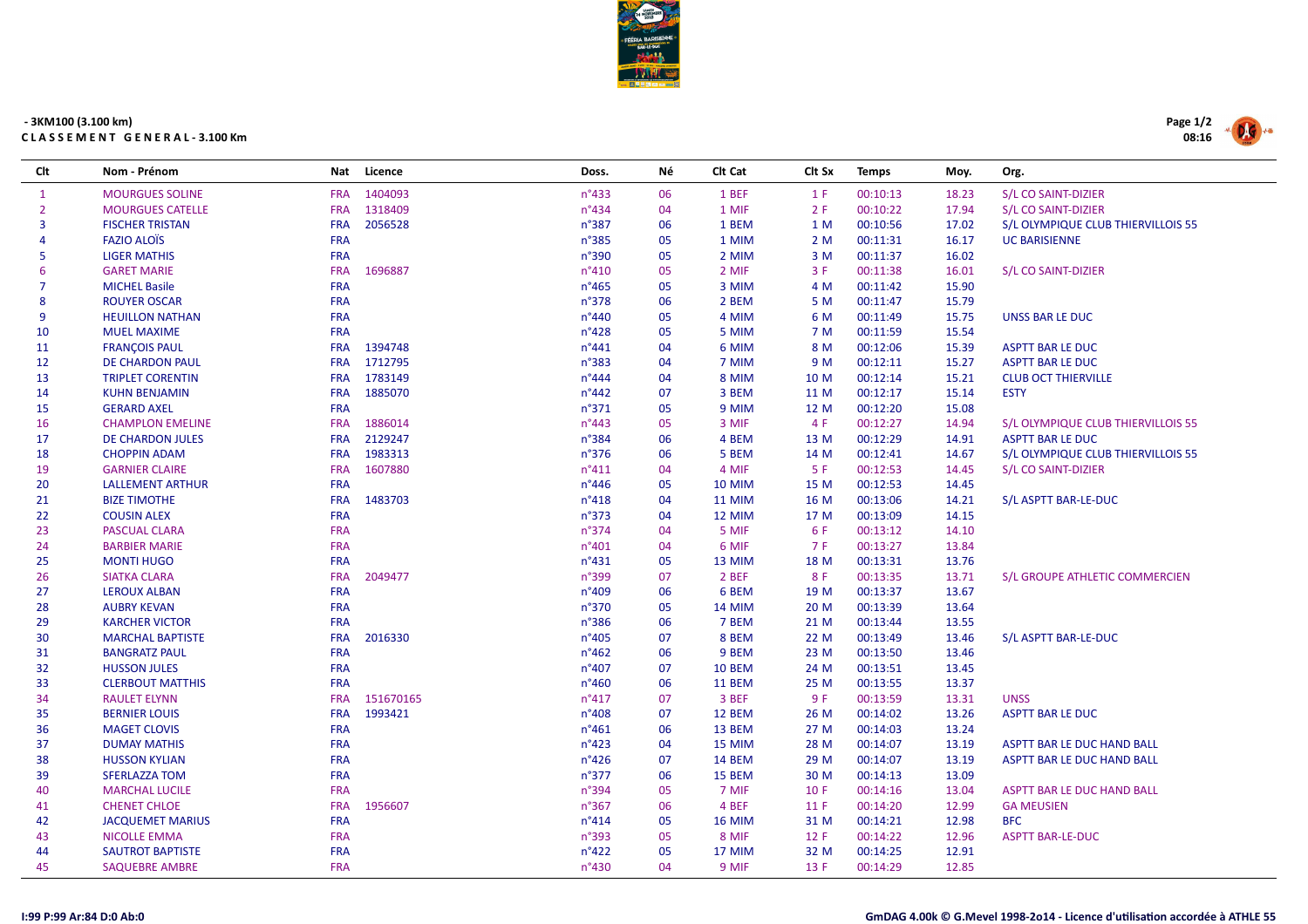**- 3KM100 (3.100 km)**

**C L A S S E M E N T   G E N E R A L - 3.100 Km**

| Clt | Nom - Prénom | Nat | Licence | Doss. | Né | Clt Cat | Clt Sx | Temps | Moy. | Org. |
|---|---|---|---|---|---|---|---|---|---|---|
| 1 | MOURGUES SOLINE | FRA | 1404093 | n°433 | 06 | 1 BEF | 1 F | 00:10:13 | 18.23 | S/L CO SAINT-DIZIER |
| 2 | MOURGUES CATELLE | FRA | 1318409 | n°434 | 04 | 1 MIF | 2 F | 00:10:22 | 17.94 | S/L CO SAINT-DIZIER |
| 3 | FISCHER TRISTAN | FRA | 2056528 | n°387 | 06 | 1 BEM | 1 M | 00:10:56 | 17.02 | S/L OLYMPIQUE CLUB THIERVILLOIS 55 |
| 4 | FAZIO ALOÏS | FRA | | n°385 | 05 | 1 MIM | 2 M | 00:11:31 | 16.17 | UC BARISIENNE |
| 5 | LIGER MATHIS | FRA | | n°390 | 05 | 2 MIM | 3 M | 00:11:37 | 16.02 | |
| 6 | GARET MARIE | FRA | 1696887 | n°410 | 05 | 2 MIF | 3 F | 00:11:38 | 16.01 | S/L CO SAINT-DIZIER |
| 7 | MICHEL Basile | FRA | | n°465 | 05 | 3 MIM | 4 M | 00:11:42 | 15.90 | |
| 8 | ROUYER OSCAR | FRA | | n°378 | 06 | 2 BEM | 5 M | 00:11:47 | 15.79 | |
| 9 | HEUILLON NATHAN | FRA | | n°440 | 05 | 4 MIM | 6 M | 00:11:49 | 15.75 | UNSS BAR LE DUC |
| 10 | MUEL MAXIME | FRA | | n°428 | 05 | 5 MIM | 7 M | 00:11:59 | 15.54 | |
| 11 | FRANÇOIS PAUL | FRA | 1394748 | n°441 | 04 | 6 MIM | 8 M | 00:12:06 | 15.39 | ASPTT BAR LE DUC |
| 12 | DE CHARDON PAUL | FRA | 1712795 | n°383 | 04 | 7 MIM | 9 M | 00:12:11 | 15.27 | ASPTT BAR LE DUC |
| 13 | TRIPLET CORENTIN | FRA | 1783149 | n°444 | 04 | 8 MIM | 10 M | 00:12:14 | 15.21 | CLUB OCT THIERVILLE |
| 14 | KUHN BENJAMIN | FRA | 1885070 | n°442 | 07 | 3 BEM | 11 M | 00:12:17 | 15.14 | ESTY |
| 15 | GERARD AXEL | FRA | | n°371 | 05 | 9 MIM | 12 M | 00:12:20 | 15.08 | |
| 16 | CHAMPLON EMELINE | FRA | 1886014 | n°443 | 05 | 3 MIF | 4 F | 00:12:27 | 14.94 | S/L OLYMPIQUE CLUB THIERVILLOIS 55 |
| 17 | DE CHARDON JULES | FRA | 2129247 | n°384 | 06 | 4 BEM | 13 M | 00:12:29 | 14.91 | ASPTT BAR LE DUC |
| 18 | CHOPPIN ADAM | FRA | 1983313 | n°376 | 06 | 5 BEM | 14 M | 00:12:41 | 14.67 | S/L OLYMPIQUE CLUB THIERVILLOIS 55 |
| 19 | GARNIER CLAIRE | FRA | 1607880 | n°411 | 04 | 4 MIF | 5 F | 00:12:53 | 14.45 | S/L CO SAINT-DIZIER |
| 20 | LALLEMENT ARTHUR | FRA | | n°446 | 05 | 10 MIM | 15 M | 00:12:53 | 14.45 | |
| 21 | BIZE TIMOTHE | FRA | 1483703 | n°418 | 04 | 11 MIM | 16 M | 00:13:06 | 14.21 | S/L ASPTT BAR-LE-DUC |
| 22 | COUSIN ALEX | FRA | | n°373 | 04 | 12 MIM | 17 M | 00:13:09 | 14.15 | |
| 23 | PASCUAL CLARA | FRA | | n°374 | 04 | 5 MIF | 6 F | 00:13:12 | 14.10 | |
| 24 | BARBIER MARIE | FRA | | n°401 | 04 | 6 MIF | 7 F | 00:13:27 | 13.84 | |
| 25 | MONTI HUGO | FRA | | n°431 | 05 | 13 MIM | 18 M | 00:13:31 | 13.76 | |
| 26 | SIATKA CLARA | FRA | 2049477 | n°399 | 07 | 2 BEF | 8 F | 00:13:35 | 13.71 | S/L GROUPE ATHLETIC COMMERCIEN |
| 27 | LEROUX ALBAN | FRA | | n°409 | 06 | 6 BEM | 19 M | 00:13:37 | 13.67 | |
| 28 | AUBRY KEVAN | FRA | | n°370 | 05 | 14 MIM | 20 M | 00:13:39 | 13.64 | |
| 29 | KARCHER VICTOR | FRA | | n°386 | 06 | 7 BEM | 21 M | 00:13:44 | 13.55 | |
| 30 | MARCHAL BAPTISTE | FRA | 2016330 | n°405 | 07 | 8 BEM | 22 M | 00:13:49 | 13.46 | S/L ASPTT BAR-LE-DUC |
| 31 | BANGRATZ PAUL | FRA | | n°462 | 06 | 9 BEM | 23 M | 00:13:50 | 13.46 | |
| 32 | HUSSON JULES | FRA | | n°407 | 07 | 10 BEM | 24 M | 00:13:51 | 13.45 | |
| 33 | CLERBOUT MATTHIS | FRA | | n°460 | 06 | 11 BEM | 25 M | 00:13:55 | 13.37 | |
| 34 | RAULET ELYNN | FRA | 151670165 | n°417 | 07 | 3 BEF | 9 F | 00:13:59 | 13.31 | UNSS |
| 35 | BERNIER LOUIS | FRA | 1993421 | n°408 | 07 | 12 BEM | 26 M | 00:14:02 | 13.26 | ASPTT BAR LE DUC |
| 36 | MAGET CLOVIS | FRA | | n°461 | 06 | 13 BEM | 27 M | 00:14:03 | 13.24 | |
| 37 | DUMAY MATHIS | FRA | | n°423 | 04 | 15 MIM | 28 M | 00:14:07 | 13.19 | ASPTT BAR LE DUC HAND BALL |
| 38 | HUSSON KYLIAN | FRA | | n°426 | 07 | 14 BEM | 29 M | 00:14:07 | 13.19 | ASPTT BAR LE DUC HAND BALL |
| 39 | SFERLAZZA TOM | FRA | | n°377 | 06 | 15 BEM | 30 M | 00:14:13 | 13.09 | |
| 40 | MARCHAL LUCILE | FRA | | n°394 | 05 | 7 MIF | 10 F | 00:14:16 | 13.04 | ASPTT BAR LE DUC HAND BALL |
| 41 | CHENET CHLOE | FRA | 1956607 | n°367 | 06 | 4 BEF | 11 F | 00:14:20 | 12.99 | GA MEUSIEN |
| 42 | JACQUEMET MARIUS | FRA | | n°414 | 05 | 16 MIM | 31 M | 00:14:21 | 12.98 | BFC |
| 43 | NICOLLE EMMA | FRA | | n°393 | 05 | 8 MIF | 12 F | 00:14:22 | 12.96 | ASPTT BAR-LE-DUC |
| 44 | SAUTROT BAPTISTE | FRA | | n°422 | 05 | 17 MIM | 32 M | 00:14:25 | 12.91 | |
| 45 | SAQUEBRE AMBRE | FRA | | n°430 | 04 | 9 MIF | 13 F | 00:14:29 | 12.85 | |

I:99 P:99 Ar:84 D:0 Ab:0

GmDAG 4.00k © G.Mevel 1998-2o14 - Licence d'utilisation accordée à ATHLE 55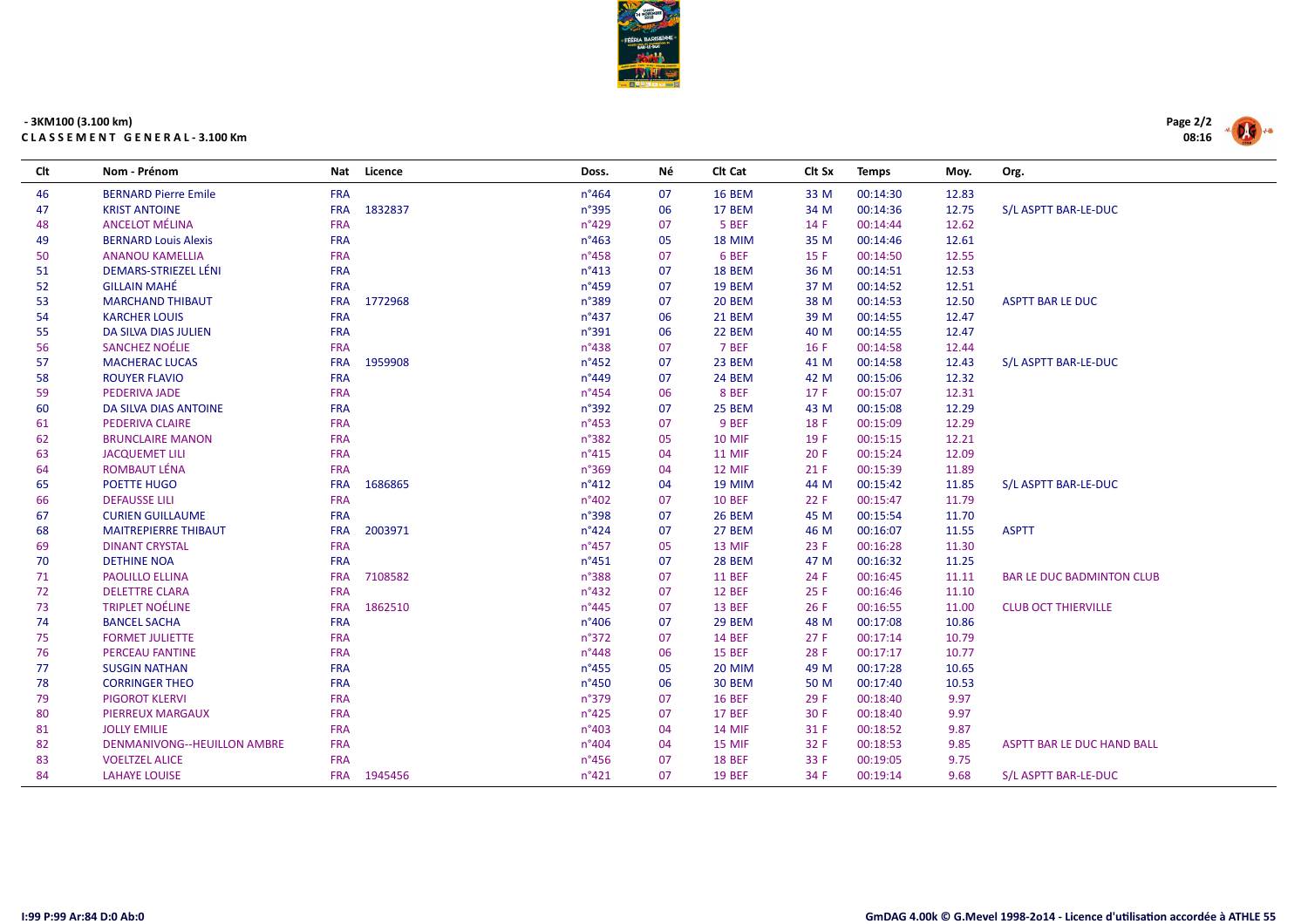- 3KM100 (3.100 km)

**C L A S S E M E N T   G E N E R A L - 3.100 Km**

| Clt | Nom - Prénom | Nat | Licence | Doss. | Né | Clt Cat | Clt Sx | Temps | Moy. | Org. |
|---|---|---|---|---|---|---|---|---|---|---|
| 46 | BERNARD Pierre Emile | FRA | | n°464 | 07 | 16 BEM | 33 M | 00:14:30 | 12.83 | |
| 47 | KRIST ANTOINE | FRA | 1832837 | n°395 | 06 | 17 BEM | 34 M | 00:14:36 | 12.75 | S/L ASPTT BAR-LE-DUC |
| 48 | ANCELOT MÉLINA | FRA | | n°429 | 07 | 5 BEF | 14 F | 00:14:44 | 12.62 | |
| 49 | BERNARD Louis Alexis | FRA | | n°463 | 05 | 18 MIM | 35 M | 00:14:46 | 12.61 | |
| 50 | ANANOU KAMELLIA | FRA | | n°458 | 07 | 6 BEF | 15 F | 00:14:50 | 12.55 | |
| 51 | DEMARS-STRIEZEL LÉNI | FRA | | n°413 | 07 | 18 BEM | 36 M | 00:14:51 | 12.53 | |
| 52 | GILLAIN MAHÉ | FRA | | n°459 | 07 | 19 BEM | 37 M | 00:14:52 | 12.51 | |
| 53 | MARCHAND THIBAUT | FRA | 1772968 | n°389 | 07 | 20 BEM | 38 M | 00:14:53 | 12.50 | ASPTT BAR LE DUC |
| 54 | KARCHER LOUIS | FRA | | n°437 | 06 | 21 BEM | 39 M | 00:14:55 | 12.47 | |
| 55 | DA SILVA DIAS JULIEN | FRA | | n°391 | 06 | 22 BEM | 40 M | 00:14:55 | 12.47 | |
| 56 | SANCHEZ NOÉLIE | FRA | | n°438 | 07 | 7 BEF | 16 F | 00:14:58 | 12.44 | |
| 57 | MACHERAC LUCAS | FRA | 1959908 | n°452 | 07 | 23 BEM | 41 M | 00:14:58 | 12.43 | S/L ASPTT BAR-LE-DUC |
| 58 | ROUYER FLAVIO | FRA | | n°449 | 07 | 24 BEM | 42 M | 00:15:06 | 12.32 | |
| 59 | PEDERIVA JADE | FRA | | n°454 | 06 | 8 BEF | 17 F | 00:15:07 | 12.31 | |
| 60 | DA SILVA DIAS ANTOINE | FRA | | n°392 | 07 | 25 BEM | 43 M | 00:15:08 | 12.29 | |
| 61 | PEDERIVA CLAIRE | FRA | | n°453 | 07 | 9 BEF | 18 F | 00:15:09 | 12.29 | |
| 62 | BRUNCLAIRE MANON | FRA | | n°382 | 05 | 10 MIF | 19 F | 00:15:15 | 12.21 | |
| 63 | JACQUEMET LILI | FRA | | n°415 | 04 | 11 MIF | 20 F | 00:15:24 | 12.09 | |
| 64 | ROMBAUT LÉNA | FRA | | n°369 | 04 | 12 MIF | 21 F | 00:15:39 | 11.89 | |
| 65 | POETTE HUGO | FRA | 1686865 | n°412 | 04 | 19 MIM | 44 M | 00:15:42 | 11.85 | S/L ASPTT BAR-LE-DUC |
| 66 | DEFAUSSE LILI | FRA | | n°402 | 07 | 10 BEF | 22 F | 00:15:47 | 11.79 | |
| 67 | CURIEN GUILLAUME | FRA | | n°398 | 07 | 26 BEM | 45 M | 00:15:54 | 11.70 | |
| 68 | MAITREPIERRE THIBAUT | FRA | 2003971 | n°424 | 07 | 27 BEM | 46 M | 00:16:07 | 11.55 | ASPTT |
| 69 | DINANT CRYSTAL | FRA | | n°457 | 05 | 13 MIF | 23 F | 00:16:28 | 11.30 | |
| 70 | DETHINE NOA | FRA | | n°451 | 07 | 28 BEM | 47 M | 00:16:32 | 11.25 | |
| 71 | PAOLILLO ELLINA | FRA | 7108582 | n°388 | 07 | 11 BEF | 24 F | 00:16:45 | 11.11 | BAR LE DUC BADMINTON CLUB |
| 72 | DELETTRE CLARA | FRA | | n°432 | 07 | 12 BEF | 25 F | 00:16:46 | 11.10 | |
| 73 | TRIPLET NOÉLINE | FRA | 1862510 | n°445 | 07 | 13 BEF | 26 F | 00:16:55 | 11.00 | CLUB OCT THIERVILLE |
| 74 | BANCEL SACHA | FRA | | n°406 | 07 | 29 BEM | 48 M | 00:17:08 | 10.86 | |
| 75 | FORMET JULIETTE | FRA | | n°372 | 07 | 14 BEF | 27 F | 00:17:14 | 10.79 | |
| 76 | PERCEAU FANTINE | FRA | | n°448 | 06 | 15 BEF | 28 F | 00:17:17 | 10.77 | |
| 77 | SUSGIN NATHAN | FRA | | n°455 | 05 | 20 MIM | 49 M | 00:17:28 | 10.65 | |
| 78 | CORRINGER THEO | FRA | | n°450 | 06 | 30 BEM | 50 M | 00:17:40 | 10.53 | |
| 79 | PIGOROT KLERVI | FRA | | n°379 | 07 | 16 BEF | 29 F | 00:18:40 | 9.97 | |
| 80 | PIERREUX MARGAUX | FRA | | n°425 | 07 | 17 BEF | 30 F | 00:18:40 | 9.97 | |
| 81 | JOLLY EMILIE | FRA | | n°403 | 04 | 14 MIF | 31 F | 00:18:52 | 9.87 | |
| 82 | DENMANIVONG--HEUILLON AMBRE | FRA | | n°404 | 04 | 15 MIF | 32 F | 00:18:53 | 9.85 | ASPTT BAR LE DUC HAND BALL |
| 83 | VOELTZEL ALICE | FRA | | n°456 | 07 | 18 BEF | 33 F | 00:19:05 | 9.75 | |
| 84 | LAHAYE LOUISE | FRA | 1945456 | n°421 | 07 | 19 BEF | 34 F | 00:19:14 | 9.68 | S/L ASPTT BAR-LE-DUC |

I:99 P:99 Ar:84 D:0 Ab:0

GmDAG 4.00k © G.Mevel 1998-2014 - Licence d'utilisation accordée à ATHLE 55